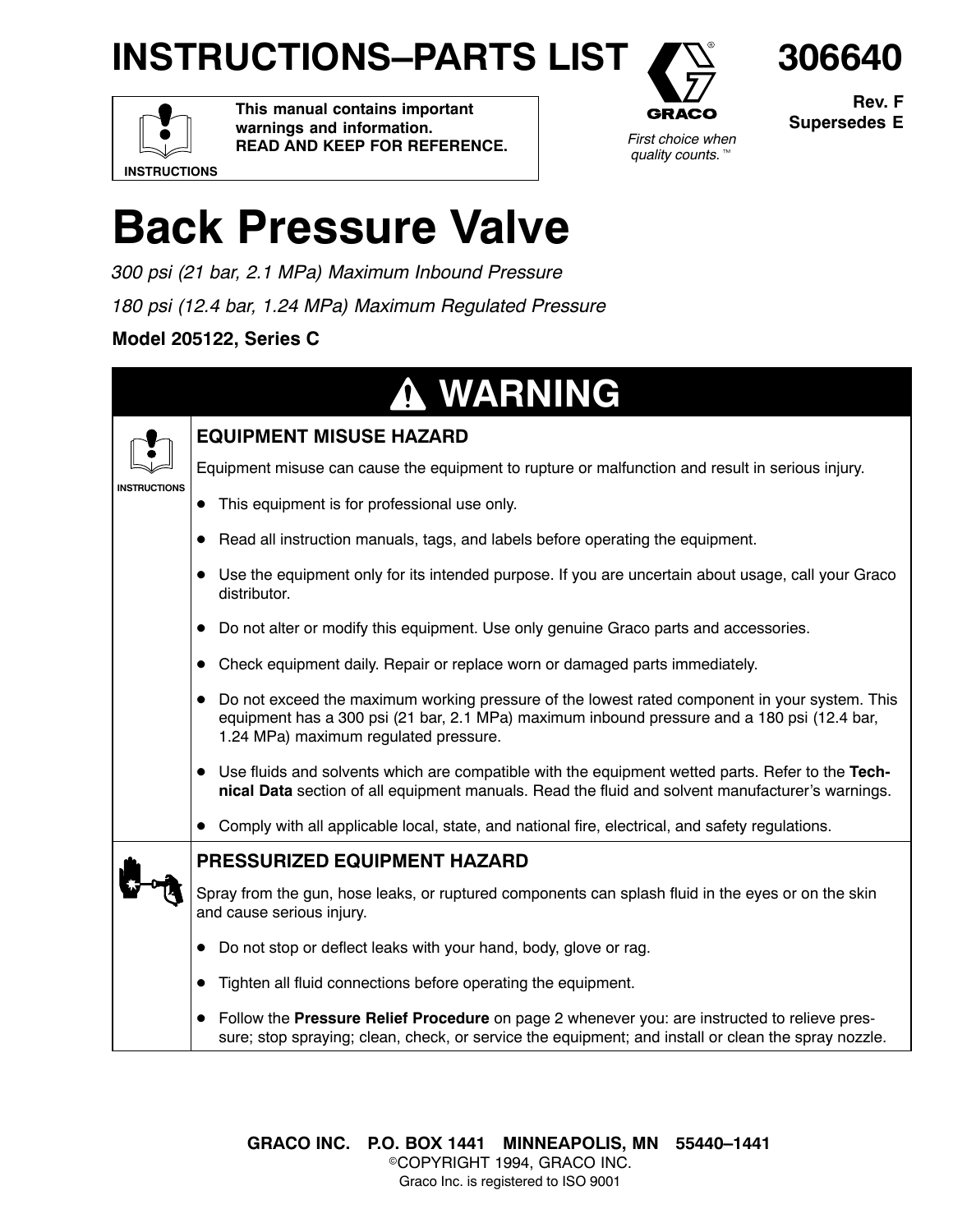# INSTRUCTIONS–PARTS LIST

**306640**

**Rev. F**
**Supersedes E**

INSTRUCTIONS

**This manual contains important warnings and information.**
**READ AND KEEP FOR REFERENCE.**

GRACO

*First choice when quality counts.™*

# Back Pressure Valve

*300 psi (21 bar, 2.1 MPa) Maximum Inbound Pressure*

*180 psi (12.4 bar, 1.24 MPa) Maximum Regulated Pressure*

**Model 205122, Series C**

## WARNING

### EQUIPMENT MISUSE HAZARD

INSTRUCTIONS

Equipment misuse can cause the equipment to rupture or malfunction and result in serious injury.

- This equipment is for professional use only.
- Read all instruction manuals, tags, and labels before operating the equipment.
- Use the equipment only for its intended purpose. If you are uncertain about usage, call your Graco distributor.
- Do not alter or modify this equipment. Use only genuine Graco parts and accessories.
- Check equipment daily. Repair or replace worn or damaged parts immediately.
- Do not exceed the maximum working pressure of the lowest rated component in your system. This equipment has a 300 psi (21 bar, 2.1 MPa) maximum inbound pressure and a 180 psi (12.4 bar, 1.24 MPa) maximum regulated pressure.
- Use fluids and solvents which are compatible with the equipment wetted parts. Refer to the **Technical Data** section of all equipment manuals. Read the fluid and solvent manufacturer's warnings.
- Comply with all applicable local, state, and national fire, electrical, and safety regulations.

### PRESSURIZED EQUIPMENT HAZARD

Spray from the gun, hose leaks, or ruptured components can splash fluid in the eyes or on the skin and cause serious injury.

- Do not stop or deflect leaks with your hand, body, glove or rag.
- Tighten all fluid connections before operating the equipment.
- Follow the **Pressure Relief Procedure** on page 2 whenever you: are instructed to relieve pressure; stop spraying; clean, check, or service the equipment; and install or clean the spray nozzle.

**GRACO INC. P.O. BOX 1441 MINNEAPOLIS, MN 55440–1441**

©COPYRIGHT 1994, GRACO INC.

Graco Inc. is registered to ISO 9001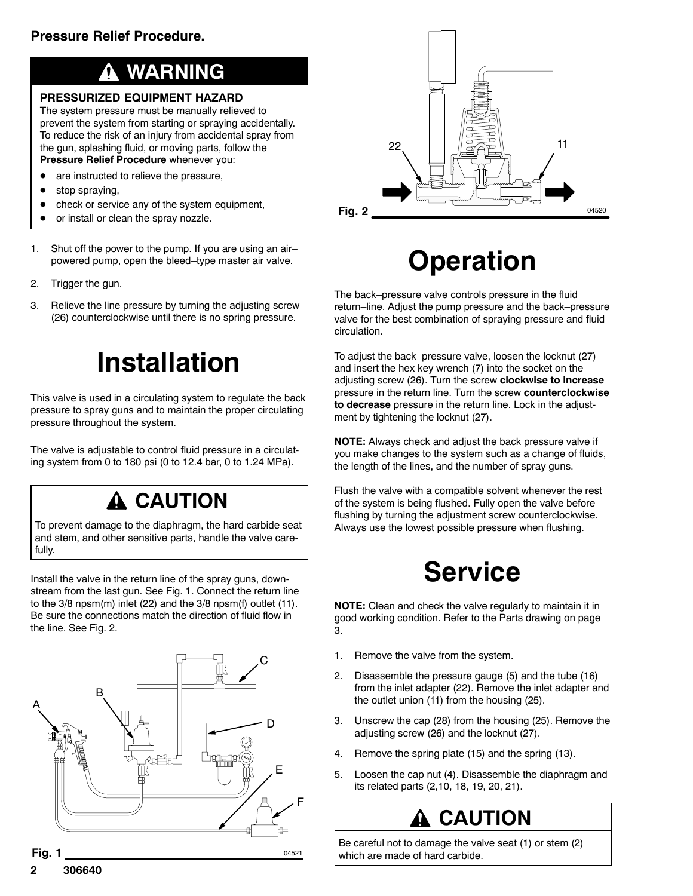**Pressure Relief Procedure.**

## ⚠ WARNING

**PRESSURIZED EQUIPMENT HAZARD**

The system pressure must be manually relieved to prevent the system from starting or spraying accidentally. To reduce the risk of an injury from accidental spray from the gun, splashing fluid, or moving parts, follow the **Pressure Relief Procedure** whenever you:

- are instructed to relieve the pressure,
- stop spraying,
- check or service any of the system equipment,
- or install or clean the spray nozzle.

1. Shut off the power to the pump. If you are using an air–powered pump, open the bleed–type master air valve.
2. Trigger the gun.
3. Relieve the line pressure by turning the adjusting screw (26) counterclockwise until there is no spring pressure.

# Installation

This valve is used in a circulating system to regulate the back pressure to spray guns and to maintain the proper circulating pressure throughout the system.

The valve is adjustable to control fluid pressure in a circulating system from 0 to 180 psi (0 to 12.4 bar, 0 to 1.24 MPa).

## ⚠ CAUTION

To prevent damage to the diaphragm, the hard carbide seat and stem, and other sensitive parts, handle the valve carefully.

Install the valve in the return line of the spray guns, downstream from the last gun. See Fig. 1. Connect the return line to the 3/8 npsm(m) inlet (22) and the 3/8 npsm(f) outlet (11). Be sure the connections match the direction of fluid flow in the line. See Fig. 2.

Fig. 1

Fig. 2

# Operation

The back–pressure valve controls pressure in the fluid return–line. Adjust the pump pressure and the back–pressure valve for the best combination of spraying pressure and fluid circulation.

To adjust the back–pressure valve, loosen the locknut (27) and insert the hex key wrench (7) into the socket on the adjusting screw (26). Turn the screw **clockwise to increase** pressure in the return line. Turn the screw **counterclockwise to decrease** pressure in the return line. Lock in the adjustment by tightening the locknut (27).

**NOTE:** Always check and adjust the back pressure valve if you make changes to the system such as a change of fluids, the length of the lines, and the number of spray guns.

Flush the valve with a compatible solvent whenever the rest of the system is being flushed. Fully open the valve before flushing by turning the adjustment screw counterclockwise. Always use the lowest possible pressure when flushing.

# Service

**NOTE:** Clean and check the valve regularly to maintain it in good working condition. Refer to the Parts drawing on page 3.

1. Remove the valve from the system.
2. Disassemble the pressure gauge (5) and the tube (16) from the inlet adapter (22). Remove the inlet adapter and the outlet union (11) from the housing (25).
3. Unscrew the cap (28) from the housing (25). Remove the adjusting screw (26) and the locknut (27).
4. Remove the spring plate (15) and the spring (13).
5. Loosen the cap nut (4). Disassemble the diaphragm and its related parts (2,10, 18, 19, 20, 21).

## ⚠ CAUTION

Be careful not to damage the valve seat (1) or stem (2) which are made of hard carbide.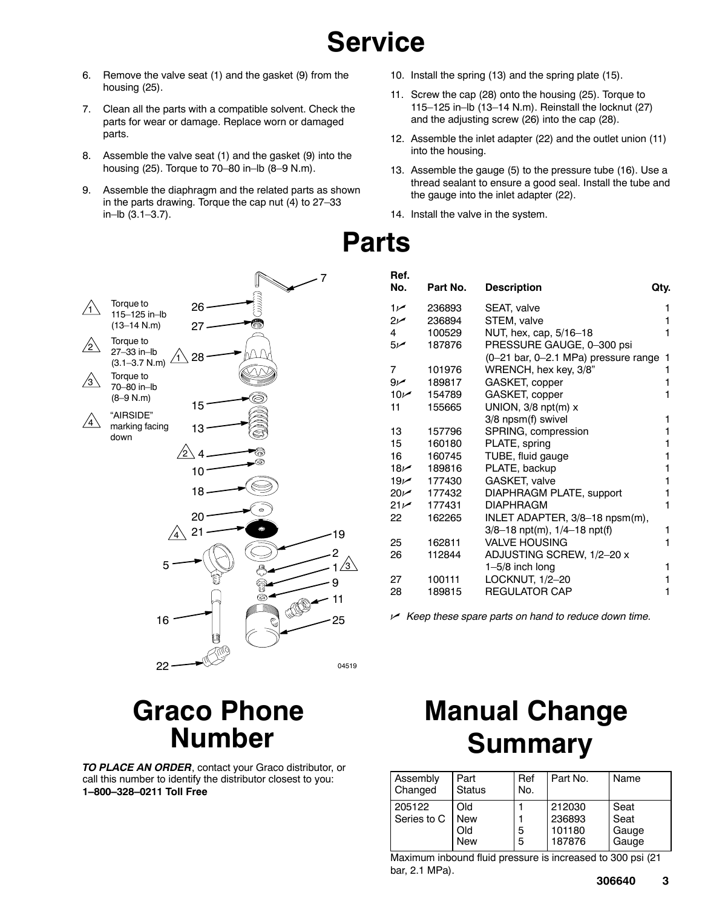# Service

6. Remove the valve seat (1) and the gasket (9) from the housing (25).
7. Clean all the parts with a compatible solvent. Check the parts for wear or damage. Replace worn or damaged parts.
8. Assemble the valve seat (1) and the gasket (9) into the housing (25). Torque to 70–80 in–lb (8–9 N.m).
9. Assemble the diaphragm and the related parts as shown in the parts drawing. Torque the cap nut (4) to 27–33 in–lb (3.1–3.7).
10. Install the spring (13) and the spring plate (15).
11. Screw the cap (28) onto the housing (25). Torque to 115–125 in–lb (13–14 N.m). Reinstall the locknut (27) and the adjusting screw (26) into the cap (28).
12. Assemble the inlet adapter (22) and the outlet union (11) into the housing.
13. Assemble the gauge (5) to the pressure tube (16). Use a thread sealant to ensure a good seal. Install the tube and the gauge into the inlet adapter (22).
14. Install the valve in the system.

# Parts

1 Torque to 115–125 in–lb (13–14 N.m)

2 Torque to 27–33 in–lb (3.1–3.7 N.m)

3 Torque to 70–80 in–lb (8–9 N.m)

4 "AIRSIDE" marking facing down

04519

| Ref. No. | Part No. | Description | Qty. |
|---|---|---|---|
| 1✓ | 236893 | SEAT, valve | 1 |
| 2✓ | 236894 | STEM, valve | 1 |
| 4 | 100529 | NUT, hex, cap, 5/16–18 | 1 |
| 5✓ | 187876 | PRESSURE GAUGE, 0–300 psi (0–21 bar, 0–2.1 MPa) pressure range | 1 |
| 7 | 101976 | WRENCH, hex key, 3/8" | 1 |
| 9✓ | 189817 | GASKET, copper | 1 |
| 10✓ | 154789 | GASKET, copper | 1 |
| 11 | 155665 | UNION, 3/8 npt(m) x 3/8 npsm(f) swivel | 1 |
| 13 | 157796 | SPRING, compression | 1 |
| 15 | 160180 | PLATE, spring | 1 |
| 16 | 160745 | TUBE, fluid gauge | 1 |
| 18✓ | 189816 | PLATE, backup | 1 |
| 19✓ | 177430 | GASKET, valve | 1 |
| 20✓ | 177432 | DIAPHRAGM PLATE, support | 1 |
| 21✓ | 177431 | DIAPHRAGM | 1 |
| 22 | 162265 | INLET ADAPTER, 3/8–18 npsm(m), 3/8–18 npt(m), 1/4–18 npt(f) | 1 |
| 25 | 162811 | VALVE HOUSING | 1 |
| 26 | 112844 | ADJUSTING SCREW, 1/2–20 x 1–5/8 inch long | 1 |
| 27 | 100111 | LOCKNUT, 1/2–20 | 1 |
| 28 | 189815 | REGULATOR CAP | 1 |

✓ *Keep these spare parts on hand to reduce down time.*

# Graco Phone Number

***TO PLACE AN ORDER***, contact your Graco distributor, or call this number to identify the distributor closest to you:
**1–800–328–0211 Toll Free**

# Manual Change Summary

| Assembly Changed | Part Status | Ref No. | Part No. | Name |
|---|---|---|---|---|
| 205122 Series to C | Old | 1 | 212030 | Seat |
| | New | 1 | 236893 | Seat |
| | Old | 5 | 101180 | Gauge |
| | New | 5 | 187876 | Gauge |

Maximum inbound fluid pressure is increased to 300 psi (21 bar, 2.1 MPa).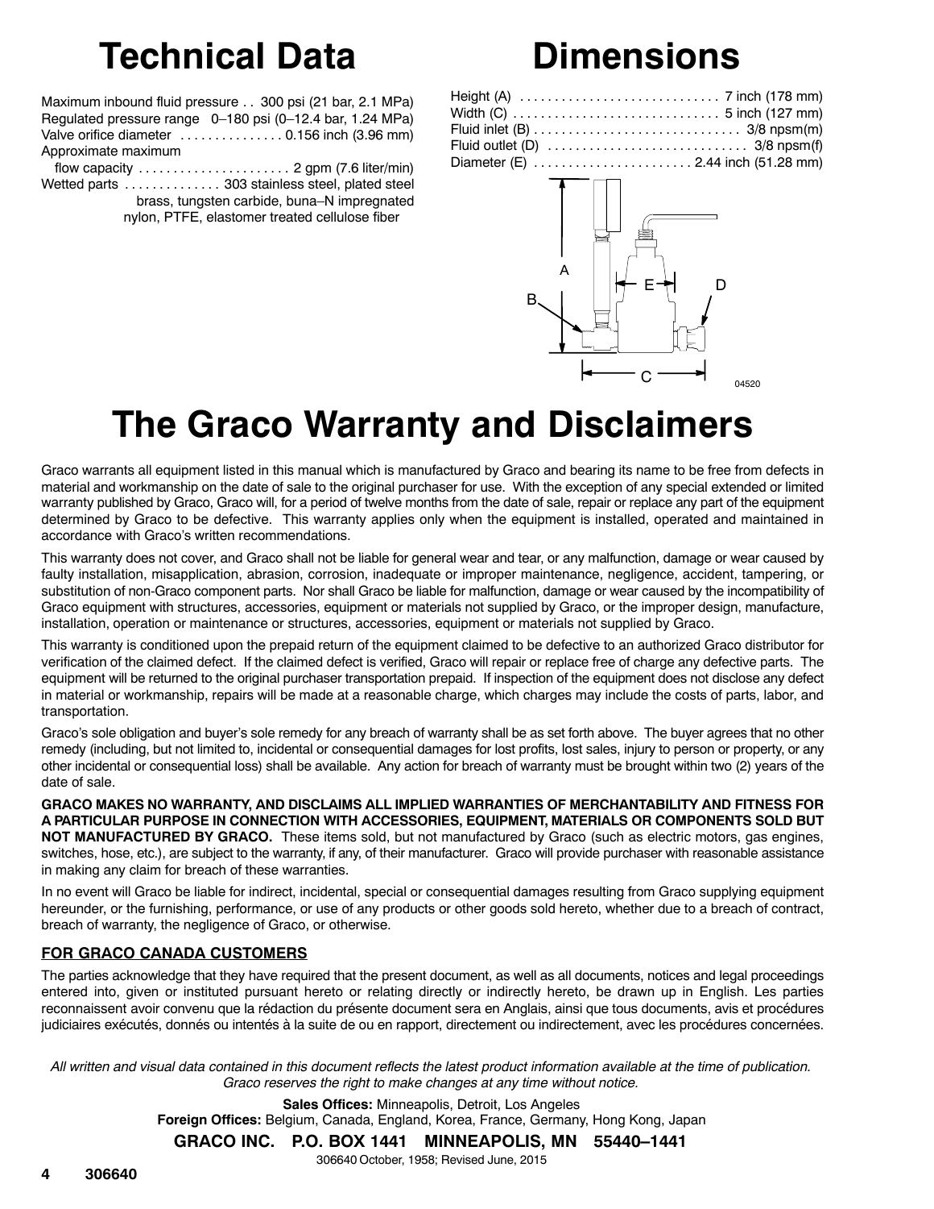# Technical Data

Maximum inbound fluid pressure . . 300 psi (21 bar, 2.1 MPa)
Regulated pressure range 0–180 psi (0–12.4 bar, 1.24 MPa)
Valve orifice diameter . . . . . . . . . . . . . . . 0.156 inch (3.96 mm)
Approximate maximum
flow capacity . . . . . . . . . . . . . . . . . . . . . . 2 gpm (7.6 liter/min)
Wetted parts . . . . . . . . . . . . . . 303 stainless steel, plated steel brass, tungsten carbide, buna–N impregnated nylon, PTFE, elastomer treated cellulose fiber

# Dimensions

Height (A) . . . . . . . . . . . . . . . . . . . . . . . . . . . . . 7 inch (178 mm)
Width (C) . . . . . . . . . . . . . . . . . . . . . . . . . . . . . 5 inch (127 mm)
Fluid inlet (B) . . . . . . . . . . . . . . . . . . . . . . . . . . . . . 3/8 npsm(m)
Fluid outlet (D) . . . . . . . . . . . . . . . . . . . . . . . . . . . . 3/8 npsm(f)
Diameter (E) . . . . . . . . . . . . . . . . . . . . . . . 2.44 inch (51.28 mm)

A
B
E
D
C
04520

# The Graco Warranty and Disclaimers

Graco warrants all equipment listed in this manual which is manufactured by Graco and bearing its name to be free from defects in material and workmanship on the date of sale to the original purchaser for use. With the exception of any special extended or limited warranty published by Graco, Graco will, for a period of twelve months from the date of sale, repair or replace any part of the equipment determined by Graco to be defective. This warranty applies only when the equipment is installed, operated and maintained in accordance with Graco's written recommendations.

This warranty does not cover, and Graco shall not be liable for general wear and tear, or any malfunction, damage or wear caused by faulty installation, misapplication, abrasion, corrosion, inadequate or improper maintenance, negligence, accident, tampering, or substitution of non-Graco component parts. Nor shall Graco be liable for malfunction, damage or wear caused by the incompatibility of Graco equipment with structures, accessories, equipment or materials not supplied by Graco, or the improper design, manufacture, installation, operation or maintenance or structures, accessories, equipment or materials not supplied by Graco.

This warranty is conditioned upon the prepaid return of the equipment claimed to be defective to an authorized Graco distributor for verification of the claimed defect. If the claimed defect is verified, Graco will repair or replace free of charge any defective parts. The equipment will be returned to the original purchaser transportation prepaid. If inspection of the equipment does not disclose any defect in material or workmanship, repairs will be made at a reasonable charge, which charges may include the costs of parts, labor, and transportation.

Graco's sole obligation and buyer's sole remedy for any breach of warranty shall be as set forth above. The buyer agrees that no other remedy (including, but not limited to, incidental or consequential damages for lost profits, lost sales, injury to person or property, or any other incidental or consequential loss) shall be available. Any action for breach of warranty must be brought within two (2) years of the date of sale.

**GRACO MAKES NO WARRANTY, AND DISCLAIMS ALL IMPLIED WARRANTIES OF MERCHANTABILITY AND FITNESS FOR A PARTICULAR PURPOSE IN CONNECTION WITH ACCESSORIES, EQUIPMENT, MATERIALS OR COMPONENTS SOLD BUT NOT MANUFACTURED BY GRACO.** These items sold, but not manufactured by Graco (such as electric motors, gas engines, switches, hose, etc.), are subject to the warranty, if any, of their manufacturer. Graco will provide purchaser with reasonable assistance in making any claim for breach of these warranties.

In no event will Graco be liable for indirect, incidental, special or consequential damages resulting from Graco supplying equipment hereunder, or the furnishing, performance, or use of any products or other goods sold hereto, whether due to a breach of contract, breach of warranty, the negligence of Graco, or otherwise.

## FOR GRACO CANADA CUSTOMERS

The parties acknowledge that they have required that the present document, as well as all documents, notices and legal proceedings entered into, given or instituted pursuant hereto or relating directly or indirectly hereto, be drawn up in English. Les parties reconnaissent avoir convenu que la rédaction du présente document sera en Anglais, ainsi que tous documents, avis et procédures judiciaires exécutés, donnés ou intentés à la suite de ou en rapport, directement ou indirectement, avec les procédures concernées.

*All written and visual data contained in this document reflects the latest product information available at the time of publication. Graco reserves the right to make changes at any time without notice.*

**Sales Offices:** Minneapolis, Detroit, Los Angeles
**Foreign Offices:** Belgium, Canada, England, Korea, France, Germany, Hong Kong, Japan

**GRACO INC. P.O. BOX 1441 MINNEAPOLIS, MN 55440–1441**

306640 October, 1958; Revised June, 2015